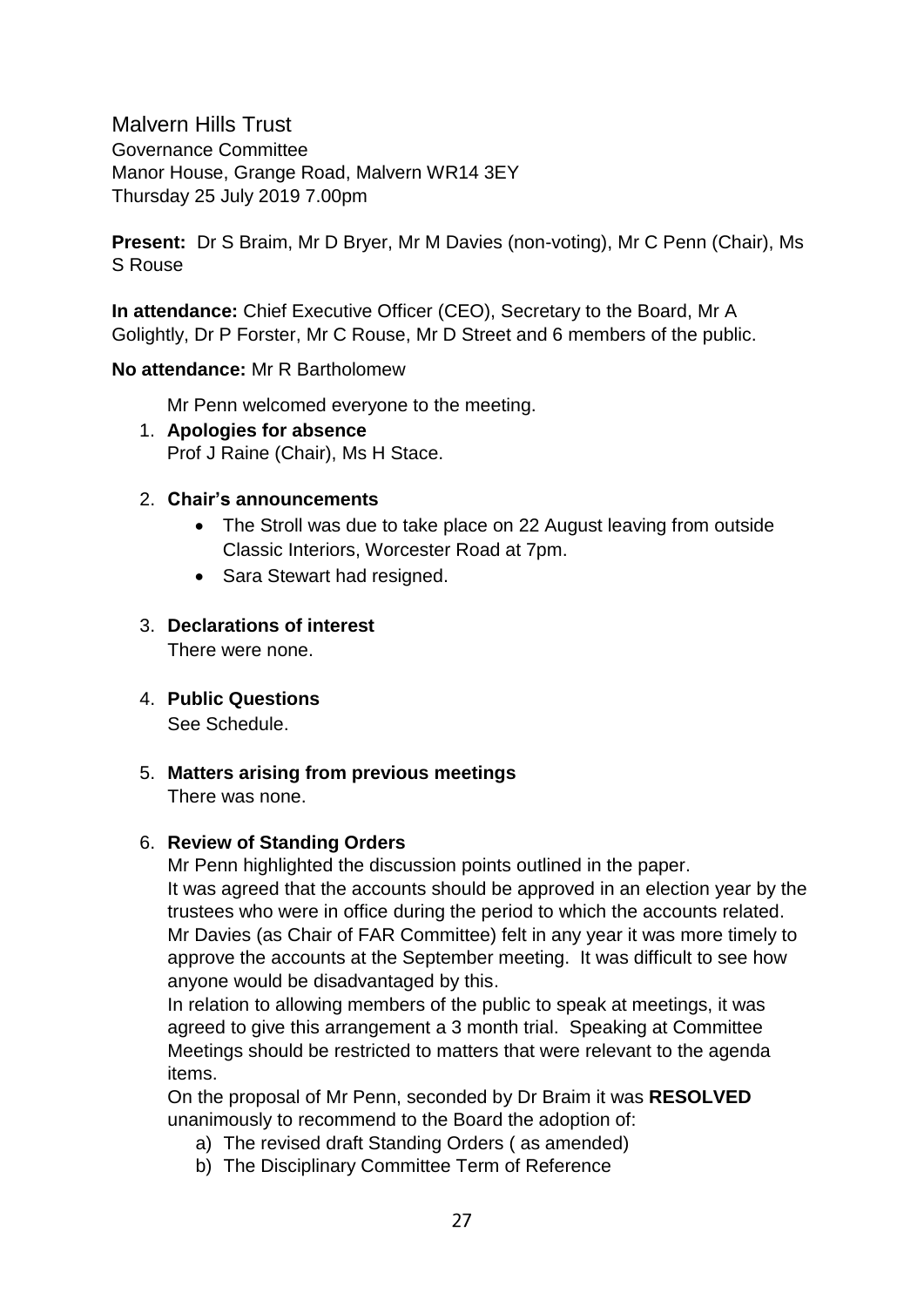# Malvern Hills Trust

Governance Committee
Manor House, Grange Road, Malvern WR14 3EY
Thursday 25 July 2019 7.00pm

**Present:** Dr S Braim, Mr D Bryer, Mr M Davies (non-voting), Mr C Penn (Chair), Ms S Rouse

**In attendance:** Chief Executive Officer (CEO), Secretary to the Board, Mr A Golightly, Dr P Forster, Mr C Rouse, Mr D Street and 6 members of the public.

**No attendance:** Mr R Bartholomew

Mr Penn welcomed everyone to the meeting.

1. **Apologies for absence**
   Prof J Raine (Chair), Ms H Stace.

2. **Chair's announcements**
   - The Stroll was due to take place on 22 August leaving from outside Classic Interiors, Worcester Road at 7pm.
   - Sara Stewart had resigned.

3. **Declarations of interest**
   There were none.

4. **Public Questions**
   See Schedule.

5. **Matters arising from previous meetings**
   There was none.

6. **Review of Standing Orders**
   Mr Penn highlighted the discussion points outlined in the paper.
   It was agreed that the accounts should be approved in an election year by the trustees who were in office during the period to which the accounts related. Mr Davies (as Chair of FAR Committee) felt in any year it was more timely to approve the accounts at the September meeting. It was difficult to see how anyone would be disadvantaged by this.
   In relation to allowing members of the public to speak at meetings, it was agreed to give this arrangement a 3 month trial. Speaking at Committee Meetings should be restricted to matters that were relevant to the agenda items.
   On the proposal of Mr Penn, seconded by Dr Braim it was **RESOLVED** unanimously to recommend to the Board the adoption of:
   a) The revised draft Standing Orders ( as amended)
   b) The Disciplinary Committee Term of Reference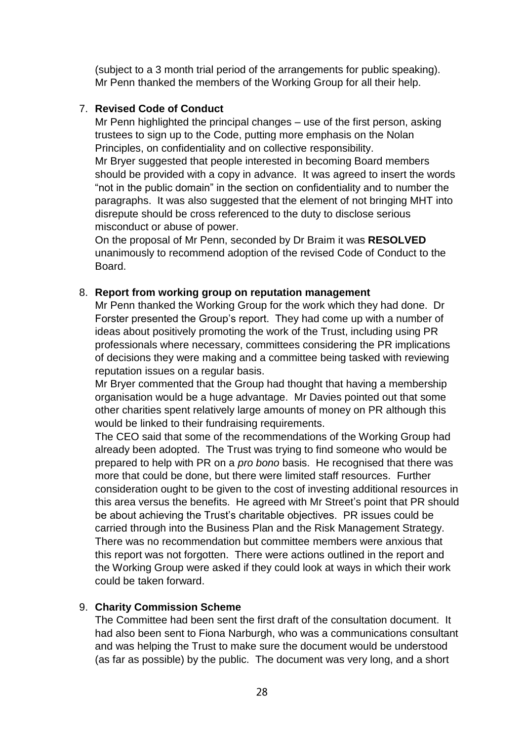(subject to a 3 month trial period of the arrangements for public speaking). Mr Penn thanked the members of the Working Group for all their help.

7. **Revised Code of Conduct**

   Mr Penn highlighted the principal changes – use of the first person, asking trustees to sign up to the Code, putting more emphasis on the Nolan Principles, on confidentiality and on collective responsibility.

   Mr Bryer suggested that people interested in becoming Board members should be provided with a copy in advance. It was agreed to insert the words "not in the public domain" in the section on confidentiality and to number the paragraphs. It was also suggested that the element of not bringing MHT into disrepute should be cross referenced to the duty to disclose serious misconduct or abuse of power.

   On the proposal of Mr Penn, seconded by Dr Braim it was **RESOLVED** unanimously to recommend adoption of the revised Code of Conduct to the Board.

8. **Report from working group on reputation management**

   Mr Penn thanked the Working Group for the work which they had done. Dr Forster presented the Group's report. They had come up with a number of ideas about positively promoting the work of the Trust, including using PR professionals where necessary, committees considering the PR implications of decisions they were making and a committee being tasked with reviewing reputation issues on a regular basis.

   Mr Bryer commented that the Group had thought that having a membership organisation would be a huge advantage. Mr Davies pointed out that some other charities spent relatively large amounts of money on PR although this would be linked to their fundraising requirements.

   The CEO said that some of the recommendations of the Working Group had already been adopted. The Trust was trying to find someone who would be prepared to help with PR on a *pro bono* basis. He recognised that there was more that could be done, but there were limited staff resources. Further consideration ought to be given to the cost of investing additional resources in this area versus the benefits. He agreed with Mr Street's point that PR should be about achieving the Trust's charitable objectives. PR issues could be carried through into the Business Plan and the Risk Management Strategy. There was no recommendation but committee members were anxious that this report was not forgotten. There were actions outlined in the report and the Working Group were asked if they could look at ways in which their work could be taken forward.

9. **Charity Commission Scheme**

   The Committee had been sent the first draft of the consultation document. It had also been sent to Fiona Narburgh, who was a communications consultant and was helping the Trust to make sure the document would be understood (as far as possible) by the public. The document was very long, and a short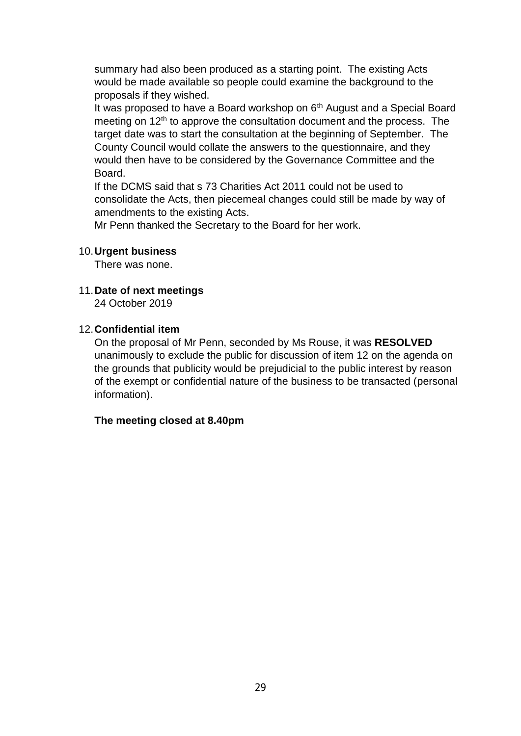summary had also been produced as a starting point. The existing Acts would be made available so people could examine the background to the proposals if they wished.

It was proposed to have a Board workshop on 6th August and a Special Board meeting on 12th to approve the consultation document and the process. The target date was to start the consultation at the beginning of September. The County Council would collate the answers to the questionnaire, and they would then have to be considered by the Governance Committee and the Board.

If the DCMS said that s 73 Charities Act 2011 could not be used to consolidate the Acts, then piecemeal changes could still be made by way of amendments to the existing Acts.

Mr Penn thanked the Secretary to the Board for her work.

10. **Urgent business**

    There was none.

11. **Date of next meetings**

    24 October 2019

12. **Confidential item**

    On the proposal of Mr Penn, seconded by Ms Rouse, it was **RESOLVED** unanimously to exclude the public for discussion of item 12 on the agenda on the grounds that publicity would be prejudicial to the public interest by reason of the exempt or confidential nature of the business to be transacted (personal information).

**The meeting closed at 8.40pm**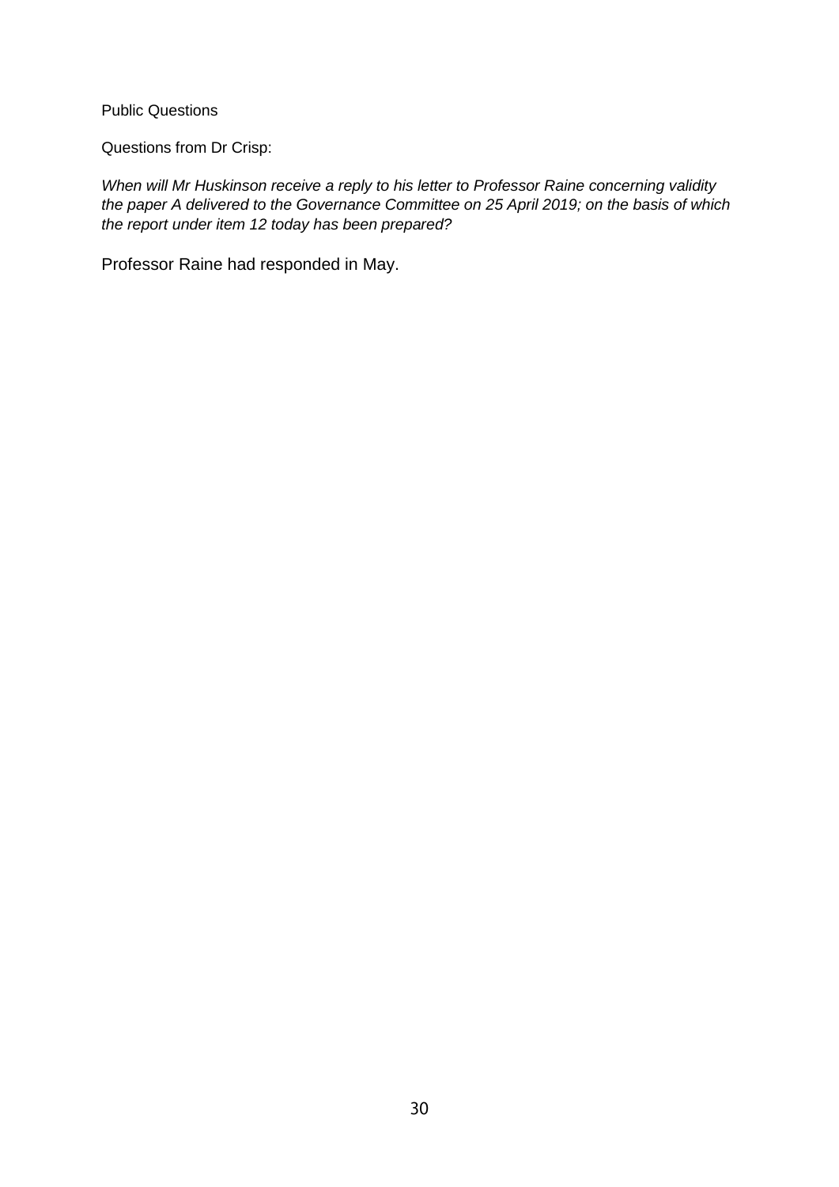Public Questions

Questions from Dr Crisp:

*When will Mr Huskinson receive a reply to his letter to Professor Raine concerning validity the paper A delivered to the Governance Committee on 25 April 2019; on the basis of which the report under item 12 today has been prepared?*

Professor Raine had responded in May.